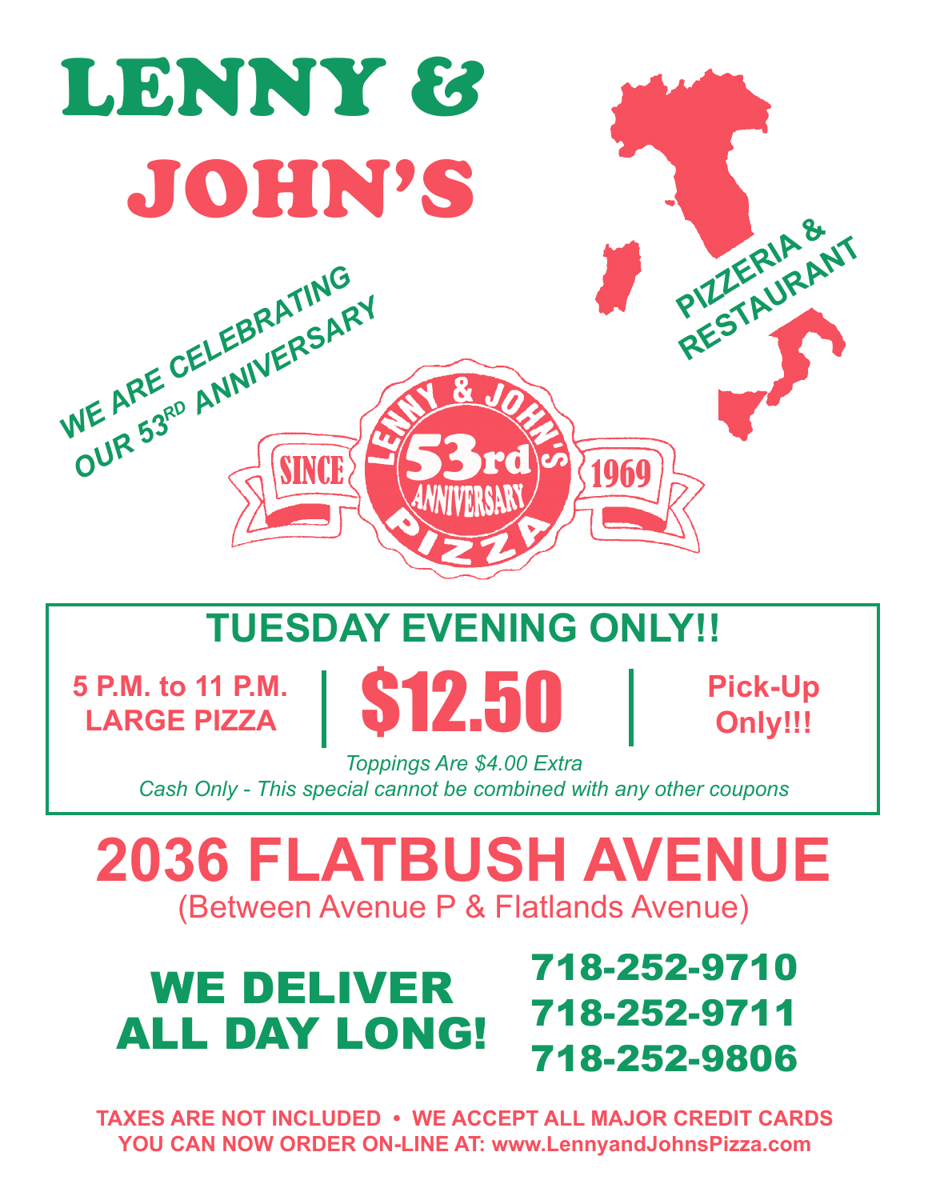# LENNY & JOHN'S

PIZZERIA & RESTAURANT

WE ARE CELEBRATING OUR 53RD ANNIVERSARY

LENNY & JOHN'S 53rd ANNIVERSARY PIZZA — SINCE 1969

## TUESDAY EVENING ONLY!!

**5 P.M. to 11 P.M. LARGE PIZZA** | **$12.50** | **Pick-Up Only!!!**

*Toppings Are $4.00 Extra*
*Cash Only - This special cannot be combined with any other coupons*

# 2036 FLATBUSH AVENUE

(Between Avenue P & Flatlands Avenue)

## WE DELIVER ALL DAY LONG!

**718-252-9710**
**718-252-9711**
**718-252-9806**

**TAXES ARE NOT INCLUDED • WE ACCEPT ALL MAJOR CREDIT CARDS**
**YOU CAN NOW ORDER ON-LINE AT: www.LennyandJohnsPizza.com**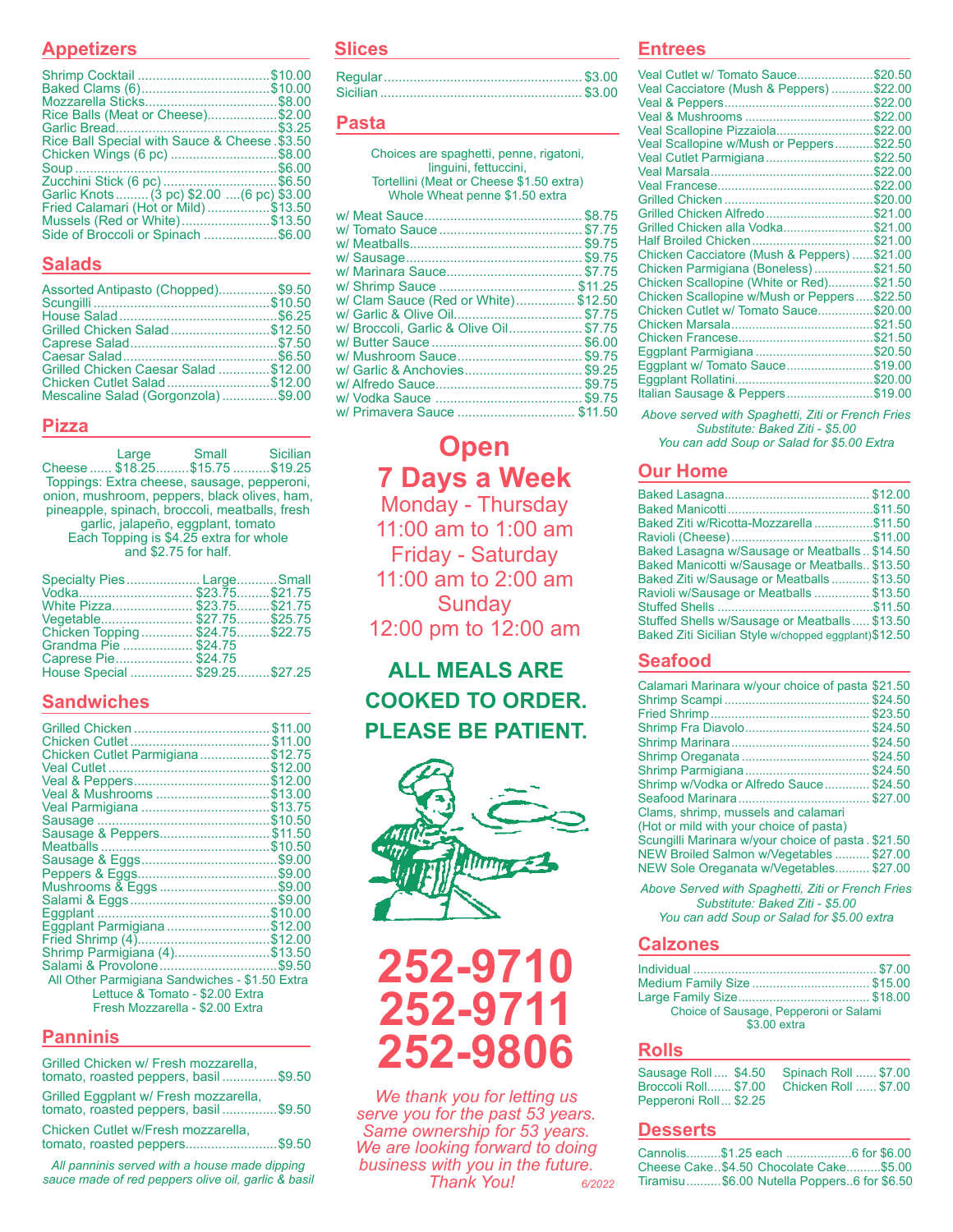## Appetizers

| | |
|---|---|
| Shrimp Cocktail | $10.00 |
| Baked Clams (6) | $10.00 |
| Mozzarella Sticks | $8.00 |
| Rice Balls (Meat or Cheese) | $2.00 |
| Garlic Bread | $3.25 |
| Rice Ball Special with Sauce & Cheese | $3.50 |
| Chicken Wings (6 pc) | $8.00 |
| Soup | $6.00 |
| Zucchini Stick (6 pc) | $6.50 |
| Garlic Knots (3 pc) $2.00 (6 pc) | $3.00 |
| Fried Calamari (Hot or Mild) | $13.50 |
| Mussels (Red or White) | $13.50 |
| Side of Broccoli or Spinach | $6.00 |

## Salads

| | |
|---|---|
| Assorted Antipasto (Chopped) | $9.50 |
| Scungilli | $10.50 |
| House Salad | $6.25 |
| Grilled Chicken Salad | $12.50 |
| Caprese Salad | $7.50 |
| Caesar Salad | $6.50 |
| Grilled Chicken Caesar Salad | $12.00 |
| Chicken Cutlet Salad | $12.00 |
| Mescaline Salad (Gorgonzola) | $9.00 |

## Pizza

| | Large | Small | Sicilian |
|---|---|---|---|
| Cheese | $18.25 | $15.75 | $19.25 |

Toppings: Extra cheese, sausage, pepperoni, onion, mushroom, peppers, black olives, ham, pineapple, spinach, broccoli, meatballs, fresh garlic, jalapeño, eggplant, tomato
Each Topping is $4.25 extra for whole and $2.75 for half.

| Specialty Pies | Large | Small |
|---|---|---|
| Vodka | $23.75 | $21.75 |
| White Pizza | $23.75 | $21.75 |
| Vegetable | $27.75 | $25.75 |
| Chicken Topping | $24.75 | $22.75 |
| Grandma Pie | $24.75 | |
| Caprese Pie | $24.75 | |
| House Special | $29.25 | $27.25 |

## Sandwiches

| | |
|---|---|
| Grilled Chicken | $11.00 |
| Chicken Cutlet | $11.00 |
| Chicken Cutlet Parmigiana | $12.75 |
| Veal Cutlet | $12.00 |
| Veal & Peppers | $12.00 |
| Veal & Mushrooms | $13.00 |
| Veal Parmigiana | $13.75 |
| Sausage | $10.50 |
| Sausage & Peppers | $11.50 |
| Meatballs | $10.50 |
| Sausage & Eggs | $9.00 |
| Peppers & Eggs | $9.00 |
| Mushrooms & Eggs | $9.00 |
| Salami & Eggs | $9.00 |
| Eggplant | $10.00 |
| Eggplant Parmigiana | $12.00 |
| Fried Shrimp (4) | $12.00 |
| Shrimp Parmigiana (4) | $13.50 |
| Salami & Provolone | $9.50 |

All Other Parmigiana Sandwiches - $1.50 Extra
Lettuce & Tomato - $2.00 Extra
Fresh Mozzarella - $2.00 Extra

## Panninis

| | |
|---|---|
| Grilled Chicken w/ Fresh mozzarella, tomato, roasted peppers, basil | $9.50 |
| Grilled Eggplant w/ Fresh mozzarella, tomato, roasted peppers, basil | $9.50 |
| Chicken Cutlet w/Fresh mozzarella, tomato, roasted peppers | $9.50 |

*All panninis served with a house made dipping sauce made of red peppers olive oil, garlic & basil*

## Slices

| | |
|---|---|
| Regular | $3.00 |
| Sicilian | $3.00 |

## Pasta

Choices are spaghetti, penne, rigatoni, linguini, fettuccini,
Tortellini (Meat or Cheese $1.50 extra)
Whole Wheat penne $1.50 extra

| | |
|---|---|
| w/ Meat Sauce | $8.75 |
| w/ Tomato Sauce | $7.75 |
| w/ Meatballs | $9.75 |
| w/ Sausage | $9.75 |
| w/ Marinara Sauce | $7.75 |
| w/ Shrimp Sauce | $11.25 |
| w/ Clam Sauce (Red or White) | $12.50 |
| w/ Garlic & Olive Oil | $7.75 |
| w/ Broccoli, Garlic & Olive Oil | $7.75 |
| w/ Butter Sauce | $6.00 |
| w/ Mushroom Sauce | $9.75 |
| w/ Garlic & Anchovies | $9.25 |
| w/ Alfredo Sauce | $9.75 |
| w/ Vodka Sauce | $9.75 |
| w/ Primavera Sauce | $11.50 |

**Open 7 Days a Week**
Monday - Thursday
11:00 am to 1:00 am
Friday - Saturday
11:00 am to 2:00 am
Sunday
12:00 pm to 12:00 am

**ALL MEALS ARE COOKED TO ORDER. PLEASE BE PATIENT.**

**252-9710**
**252-9711**
**252-9806**

*We thank you for letting us serve you for the past 53 years. Same ownership for 53 years. We are looking forward to doing business with you in the future. Thank You!*

6/2022

## Entrees

| | |
|---|---|
| Veal Cutlet w/ Tomato Sauce | $20.50 |
| Veal Cacciatore (Mush & Peppers) | $22.00 |
| Veal & Peppers | $22.00 |
| Veal & Mushrooms | $22.00 |
| Veal Scallopine Pizzaiola | $22.00 |
| Veal Scallopine w/Mush or Peppers | $22.50 |
| Veal Cutlet Parmigiana | $22.50 |
| Veal Marsala | $22.00 |
| Veal Francese | $22.00 |
| Grilled Chicken | $20.00 |
| Grilled Chicken Alfredo | $21.00 |
| Grilled Chicken alla Vodka | $21.00 |
| Half Broiled Chicken | $21.00 |
| Chicken Cacciatore (Mush & Peppers) | $21.00 |
| Chicken Parmigiana (Boneless) | $21.50 |
| Chicken Scallopine (White or Red) | $21.50 |
| Chicken Scallopine w/Mush or Peppers | $22.50 |
| Chicken Cutlet w/ Tomato Sauce | $20.00 |
| Chicken Marsala | $21.50 |
| Chicken Francese | $21.50 |
| Eggplant Parmigiana | $20.50 |
| Eggplant w/ Tomato Sauce | $19.00 |
| Eggplant Rollatini | $20.00 |
| Italian Sausage & Peppers | $19.00 |

*Above served with Spaghetti, Ziti or French Fries*
*Substitute: Baked Ziti - $5.00*
*You can add Soup or Salad for $5.00 Extra*

## Our Home

| | |
|---|---|
| Baked Lasagna | $12.00 |
| Baked Manicotti | $11.50 |
| Baked Ziti w/Ricotta-Mozzarella | $11.50 |
| Ravioli (Cheese) | $11.00 |
| Baked Lasagna w/Sausage or Meatballs | $14.50 |
| Baked Manicotti w/Sausage or Meatballs | $13.50 |
| Baked Ziti w/Sausage or Meatballs | $13.50 |
| Ravioli w/Sausage or Meatballs | $13.50 |
| Stuffed Shells | $11.50 |
| Stuffed Shells w/Sausage or Meatballs | $13.50 |
| Baked Ziti Sicilian Style w/chopped eggplant) | $12.50 |

## Seafood

| | |
|---|---|
| Calamari Marinara w/your choice of pasta | $21.50 |
| Shrimp Scampi | $24.50 |
| Fried Shrimp | $23.50 |
| Shrimp Fra Diavolo | $24.50 |
| Shrimp Marinara | $24.50 |
| Shrimp Oreganata | $24.50 |
| Shrimp Parmigiana | $24.50 |
| Shrimp w/Vodka or Alfredo Sauce | $24.50 |
| Seafood Marinara | $27.00 |
| Clams, shrimp, mussels and calamari (Hot or mild with your choice of pasta) | |
| Scungilli Marinara w/your choice of pasta | $21.50 |
| NEW Broiled Salmon w/Vegetables | $27.00 |
| NEW Sole Oreganata w/Vegetables | $27.00 |

*Above Served with Spaghetti, Ziti or French Fries*
*Substitute: Baked Ziti - $5.00*
*You can add Soup or Salad for $5.00 extra*

## Calzones

| | |
|---|---|
| Individual | $7.00 |
| Medium Family Size | $15.00 |
| Large Family Size | $18.00 |

Choice of Sausage, Pepperoni or Salami $3.00 extra

## Rolls

| | |
|---|---|
| Sausage Roll | $4.50 |
| Broccoli Roll | $7.00 |
| Pepperoni Roll | $2.25 |
| Spinach Roll | $7.00 |
| Chicken Roll | $7.00 |

## Desserts

| | |
|---|---|
| Cannolis | $1.25 each, 6 for $6.00 |
| Cheese Cake | $4.50 |
| Chocolate Cake | $5.00 |
| Tiramisu | $6.00 |
| Nutella Poppers | 6 for $6.50 |